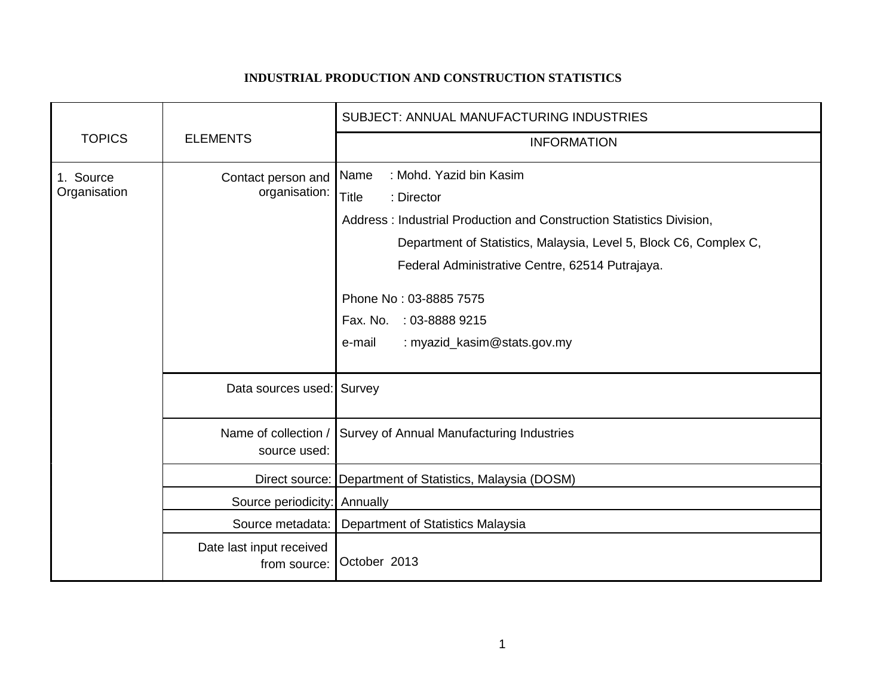# INDUSTRIAL PRODUCTION AND CONSTRUCTION STATISTICS

| TOPICS | ELEMENTS | SUBJECT: ANNUAL MANUFACTURING INDUSTRIES |
|---|---|---|
| | | INFORMATION |
| 1. Source Organisation | Contact person and organisation: | Name : Mohd. Yazid bin Kasim<br>Title : Director<br>Address : Industrial Production and Construction Statistics Division, Department of Statistics, Malaysia, Level 5, Block C6, Complex C, Federal Administrative Centre, 62514 Putrajaya.<br>Phone No : 03-8885 7575<br>Fax. No. : 03-8888 9215<br>e-mail : myazid_kasim@stats.gov.my |
| | Data sources used: | Survey |
| | Name of collection / source used: | Survey of Annual Manufacturing Industries |
| | Direct source: | Department of Statistics, Malaysia (DOSM) |
| | Source periodicity: | Annually |
| | Source metadata: | Department of Statistics Malaysia |
| | Date last input received from source: | October 2013 |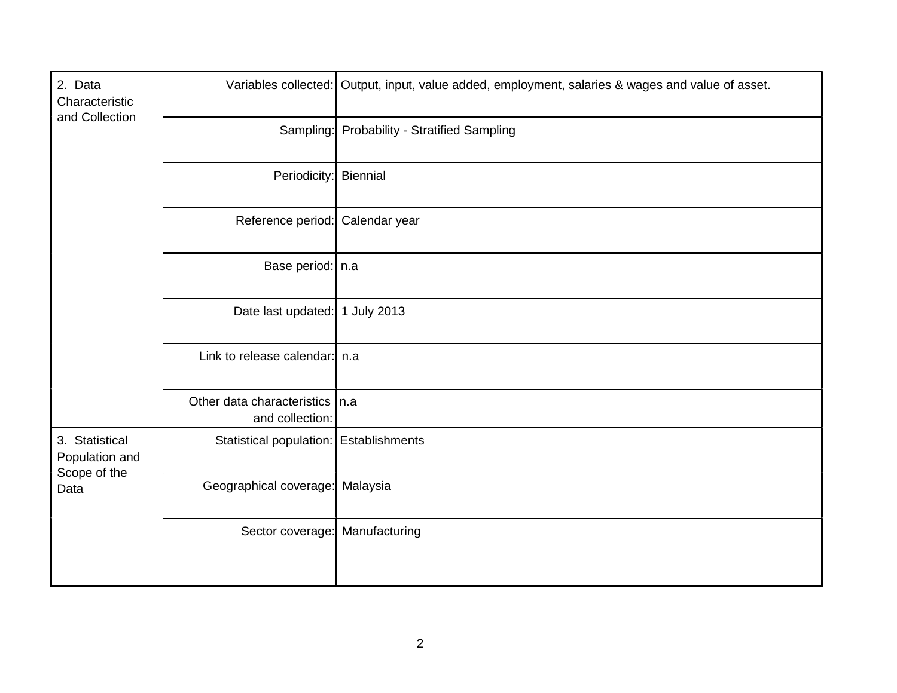| | | |
|---|---|---|
| 2. Data Characteristic and Collection | Variables collected: | Output, input, value added, employment, salaries & wages and value of asset. |
| | Sampling: | Probability - Stratified Sampling |
| | Periodicity: | Biennial |
| | Reference period: | Calendar year |
| | Base period: | n.a |
| | Date last updated: | 1 July 2013 |
| | Link to release calendar: | n.a |
| | Other data characteristics and collection: | n.a |
| 3. Statistical Population and Scope of the Data | Statistical population: | Establishments |
| | Geographical coverage: | Malaysia |
| | Sector coverage: | Manufacturing |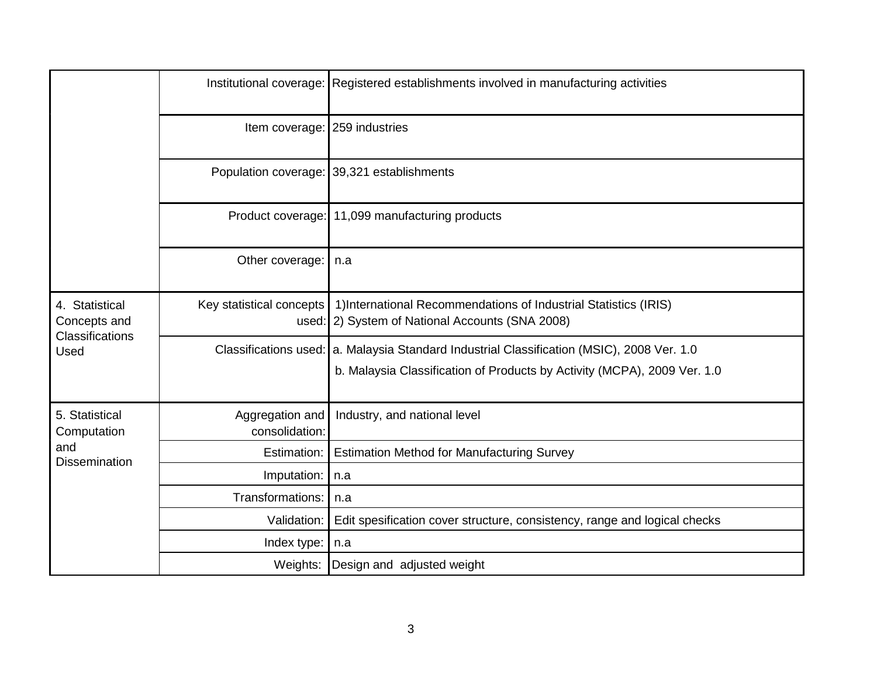| | | |
|---|---|---|
| | Institutional coverage: | Registered establishments involved in manufacturing activities |
| | Item coverage: | 259 industries |
| | Population coverage: | 39,321 establishments |
| | Product coverage: | 11,099 manufacturing products |
| | Other coverage: | n.a |
| 4. Statistical Concepts and Classifications Used | Key statistical concepts used: | 1)International Recommendations of Industrial Statistics (IRIS)<br>2) System of National Accounts (SNA 2008) |
| | Classifications used: | a. Malaysia Standard Industrial Classification (MSIC), 2008 Ver. 1.0<br>b. Malaysia Classification of Products by Activity (MCPA), 2009 Ver. 1.0 |
| 5. Statistical Computation and Dissemination | Aggregation and consolidation: | Industry, and national level |
| | Estimation: | Estimation Method for Manufacturing Survey |
| | Imputation: | n.a |
| | Transformations: | n.a |
| | Validation: | Edit spesification cover structure, consistency, range and logical checks |
| | Index type: | n.a |
| | Weights: | Design and adjusted weight |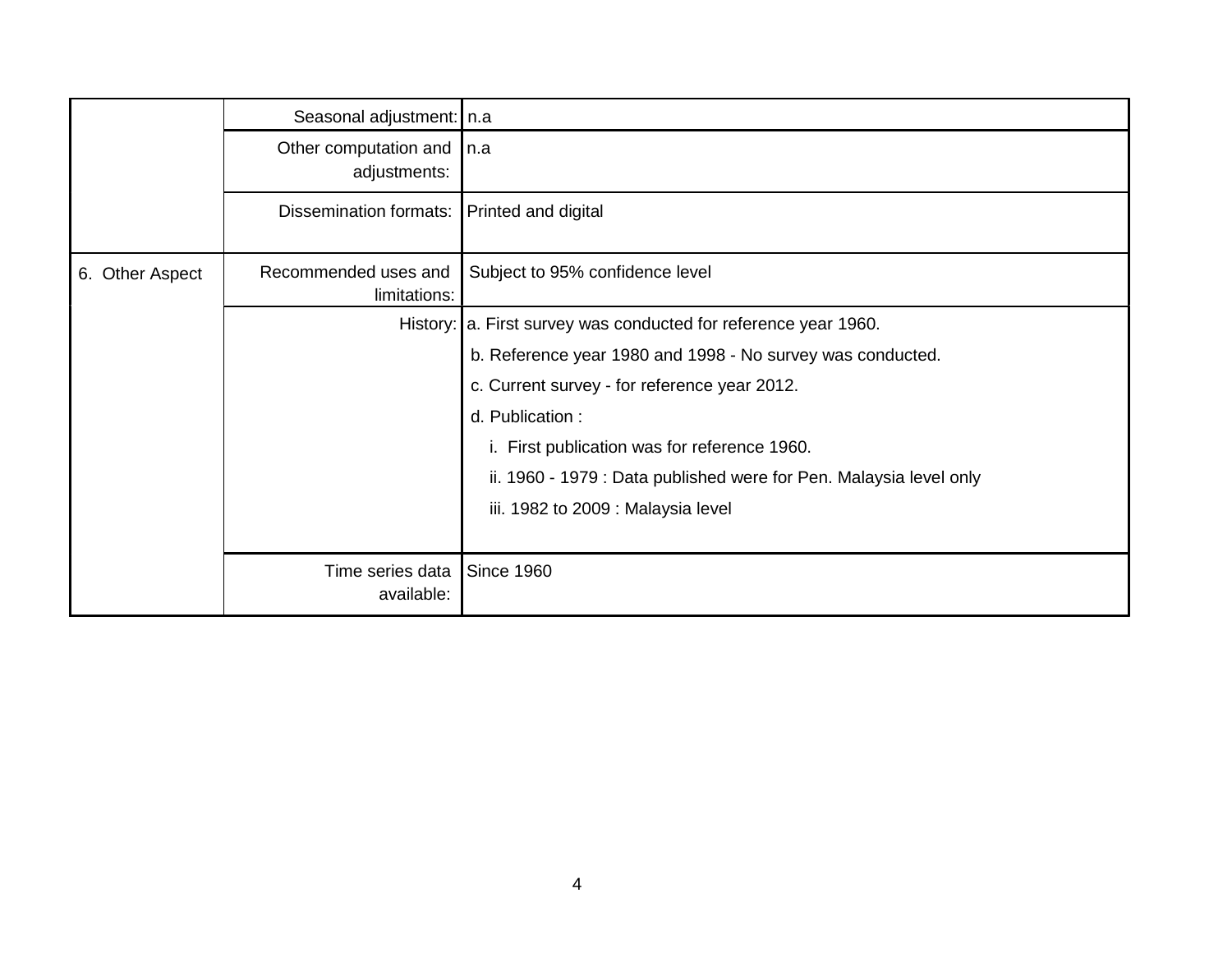| | | |
|---|---|---|
| | Seasonal adjustment: | n.a |
| | Other computation and adjustments: | n.a |
| | Dissemination formats: | Printed and digital |
| 6. Other Aspect | Recommended uses and limitations: | Subject to 95% confidence level |
| | History: | a. First survey was conducted for reference year 1960.<br>b. Reference year 1980 and 1998 - No survey was conducted.<br>c. Current survey - for reference year 2012.<br>d. Publication :<br>i. First publication was for reference 1960.<br>ii. 1960 - 1979 : Data published were for Pen. Malaysia level only<br>iii. 1982 to 2009 : Malaysia level |
| | Time series data available: | Since 1960 |